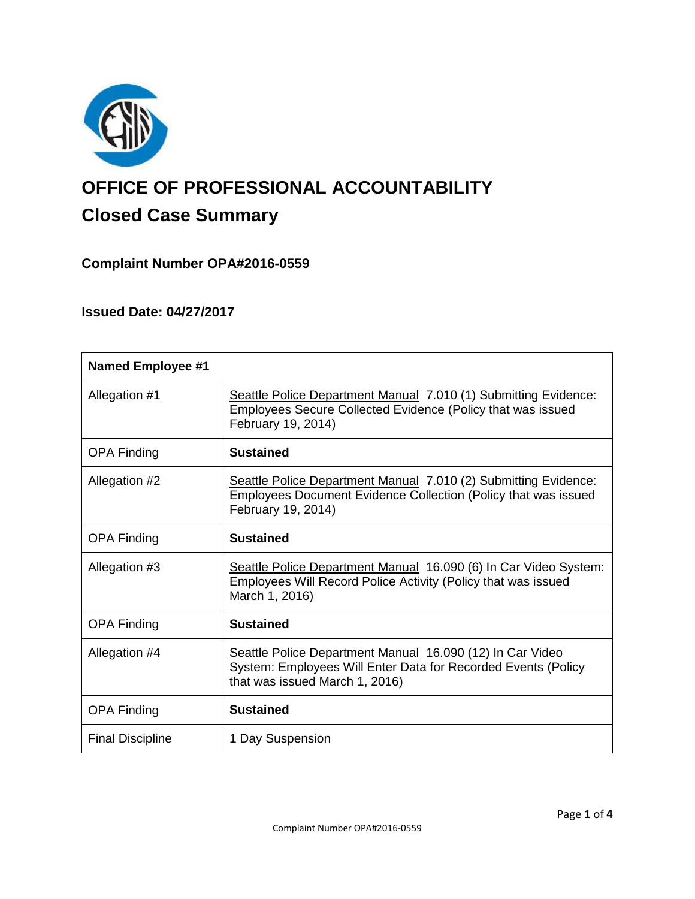# OFFICE OF PROFESSIONAL ACCOUNTABILITY

## Closed Case Summary

### Complaint Number OPA#2016-0559

### Issued Date: 04/27/2017

| Named Employee #1 | |
|---|---|
| Allegation #1 | Seattle Police Department Manual 7.010 (1) Submitting Evidence: Employees Secure Collected Evidence (Policy that was issued February 19, 2014) |
| OPA Finding | **Sustained** |
| Allegation #2 | Seattle Police Department Manual 7.010 (2) Submitting Evidence: Employees Document Evidence Collection (Policy that was issued February 19, 2014) |
| OPA Finding | **Sustained** |
| Allegation #3 | Seattle Police Department Manual 16.090 (6) In Car Video System: Employees Will Record Police Activity (Policy that was issued March 1, 2016) |
| OPA Finding | **Sustained** |
| Allegation #4 | Seattle Police Department Manual 16.090 (12) In Car Video System: Employees Will Enter Data for Recorded Events (Policy that was issued March 1, 2016) |
| OPA Finding | **Sustained** |
| Final Discipline | 1 Day Suspension |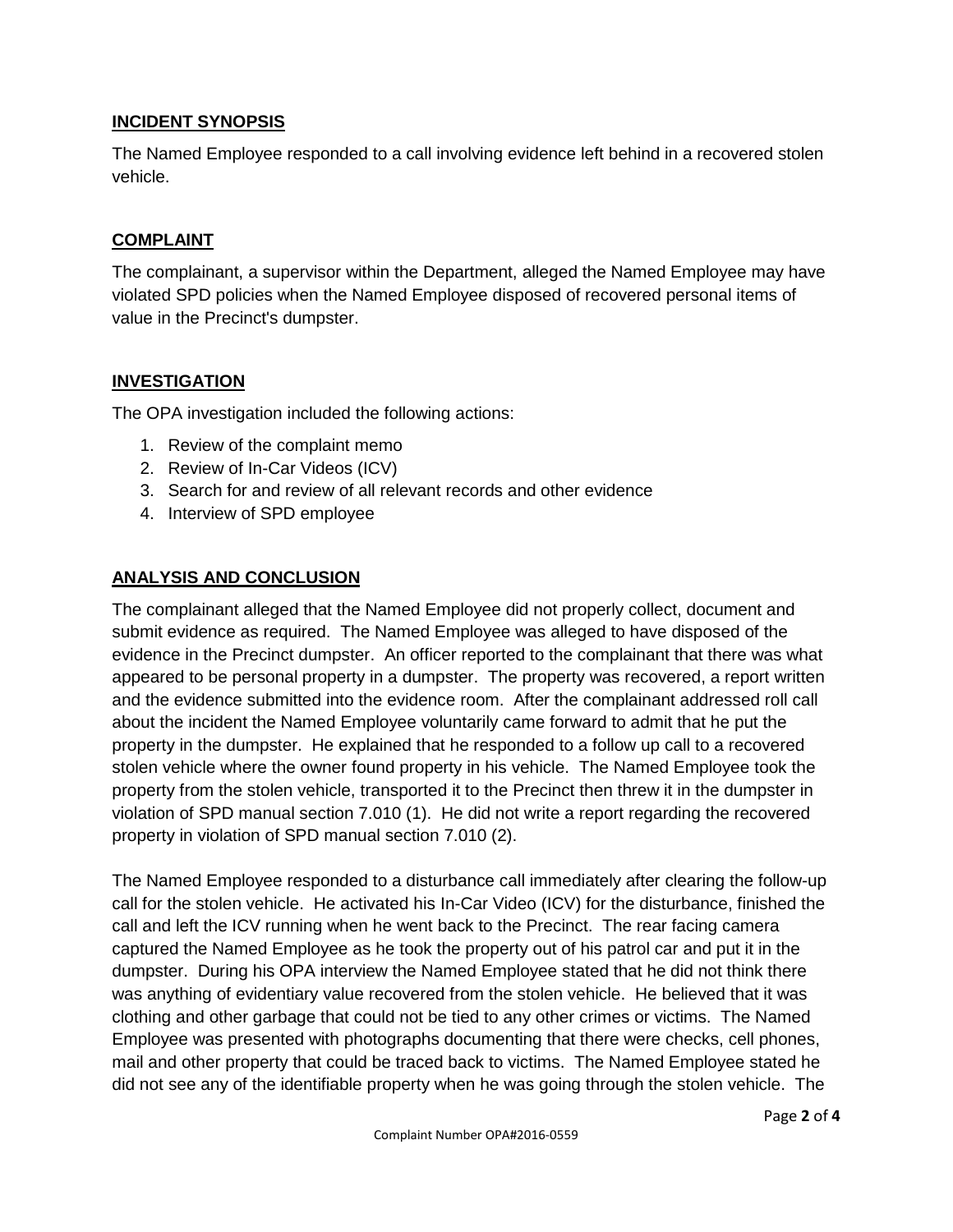## INCIDENT SYNOPSIS

The Named Employee responded to a call involving evidence left behind in a recovered stolen vehicle.

## COMPLAINT

The complainant, a supervisor within the Department, alleged the Named Employee may have violated SPD policies when the Named Employee disposed of recovered personal items of value in the Precinct's dumpster.

## INVESTIGATION

The OPA investigation included the following actions:

1. Review of the complaint memo
2. Review of In-Car Videos (ICV)
3. Search for and review of all relevant records and other evidence
4. Interview of SPD employee

## ANALYSIS AND CONCLUSION

The complainant alleged that the Named Employee did not properly collect, document and submit evidence as required. The Named Employee was alleged to have disposed of the evidence in the Precinct dumpster. An officer reported to the complainant that there was what appeared to be personal property in a dumpster. The property was recovered, a report written and the evidence submitted into the evidence room. After the complainant addressed roll call about the incident the Named Employee voluntarily came forward to admit that he put the property in the dumpster. He explained that he responded to a follow up call to a recovered stolen vehicle where the owner found property in his vehicle. The Named Employee took the property from the stolen vehicle, transported it to the Precinct then threw it in the dumpster in violation of SPD manual section 7.010 (1). He did not write a report regarding the recovered property in violation of SPD manual section 7.010 (2).

The Named Employee responded to a disturbance call immediately after clearing the follow-up call for the stolen vehicle. He activated his In-Car Video (ICV) for the disturbance, finished the call and left the ICV running when he went back to the Precinct. The rear facing camera captured the Named Employee as he took the property out of his patrol car and put it in the dumpster. During his OPA interview the Named Employee stated that he did not think there was anything of evidentiary value recovered from the stolen vehicle. He believed that it was clothing and other garbage that could not be tied to any other crimes or victims. The Named Employee was presented with photographs documenting that there were checks, cell phones, mail and other property that could be traced back to victims. The Named Employee stated he did not see any of the identifiable property when he was going through the stolen vehicle. The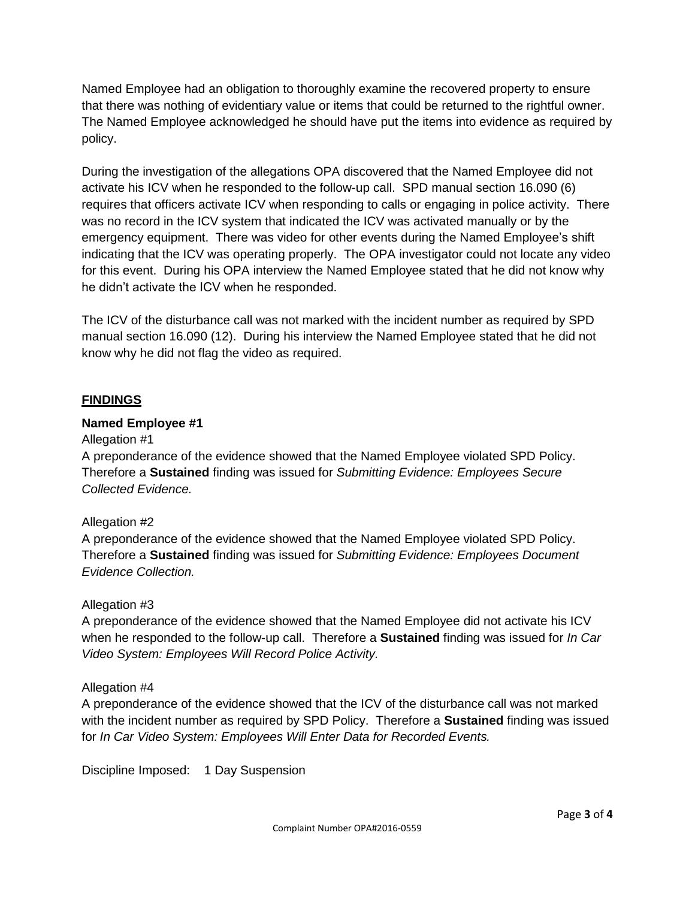Named Employee had an obligation to thoroughly examine the recovered property to ensure that there was nothing of evidentiary value or items that could be returned to the rightful owner. The Named Employee acknowledged he should have put the items into evidence as required by policy.

During the investigation of the allegations OPA discovered that the Named Employee did not activate his ICV when he responded to the follow-up call. SPD manual section 16.090 (6) requires that officers activate ICV when responding to calls or engaging in police activity. There was no record in the ICV system that indicated the ICV was activated manually or by the emergency equipment. There was video for other events during the Named Employee's shift indicating that the ICV was operating properly. The OPA investigator could not locate any video for this event. During his OPA interview the Named Employee stated that he did not know why he didn't activate the ICV when he responded.

The ICV of the disturbance call was not marked with the incident number as required by SPD manual section 16.090 (12). During his interview the Named Employee stated that he did not know why he did not flag the video as required.

## FINDINGS

**Named Employee #1**

Allegation #1
A preponderance of the evidence showed that the Named Employee violated SPD Policy. Therefore a **Sustained** finding was issued for *Submitting Evidence: Employees Secure Collected Evidence.*

Allegation #2
A preponderance of the evidence showed that the Named Employee violated SPD Policy. Therefore a **Sustained** finding was issued for *Submitting Evidence: Employees Document Evidence Collection.*

Allegation #3
A preponderance of the evidence showed that the Named Employee did not activate his ICV when he responded to the follow-up call. Therefore a **Sustained** finding was issued for *In Car Video System: Employees Will Record Police Activity.*

Allegation #4
A preponderance of the evidence showed that the ICV of the disturbance call was not marked with the incident number as required by SPD Policy. Therefore a **Sustained** finding was issued for *In Car Video System: Employees Will Enter Data for Recorded Events.*

Discipline Imposed: 1 Day Suspension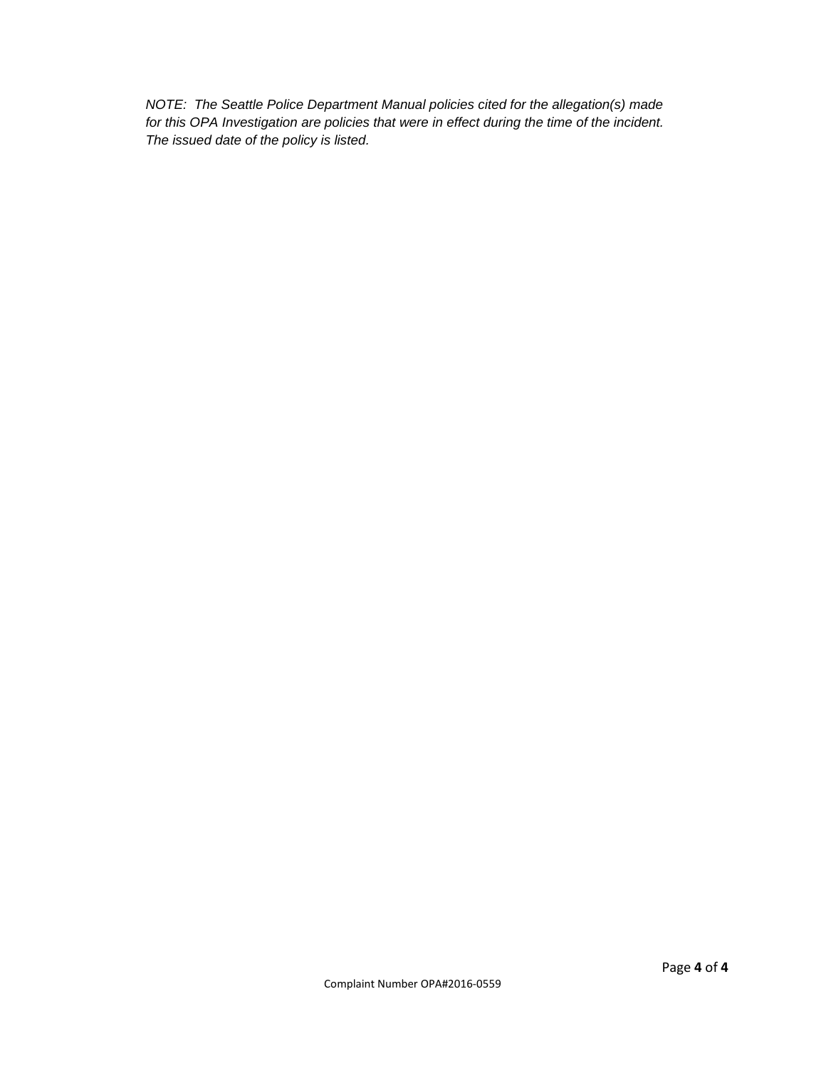*NOTE: The Seattle Police Department Manual policies cited for the allegation(s) made for this OPA Investigation are policies that were in effect during the time of the incident. The issued date of the policy is listed.*